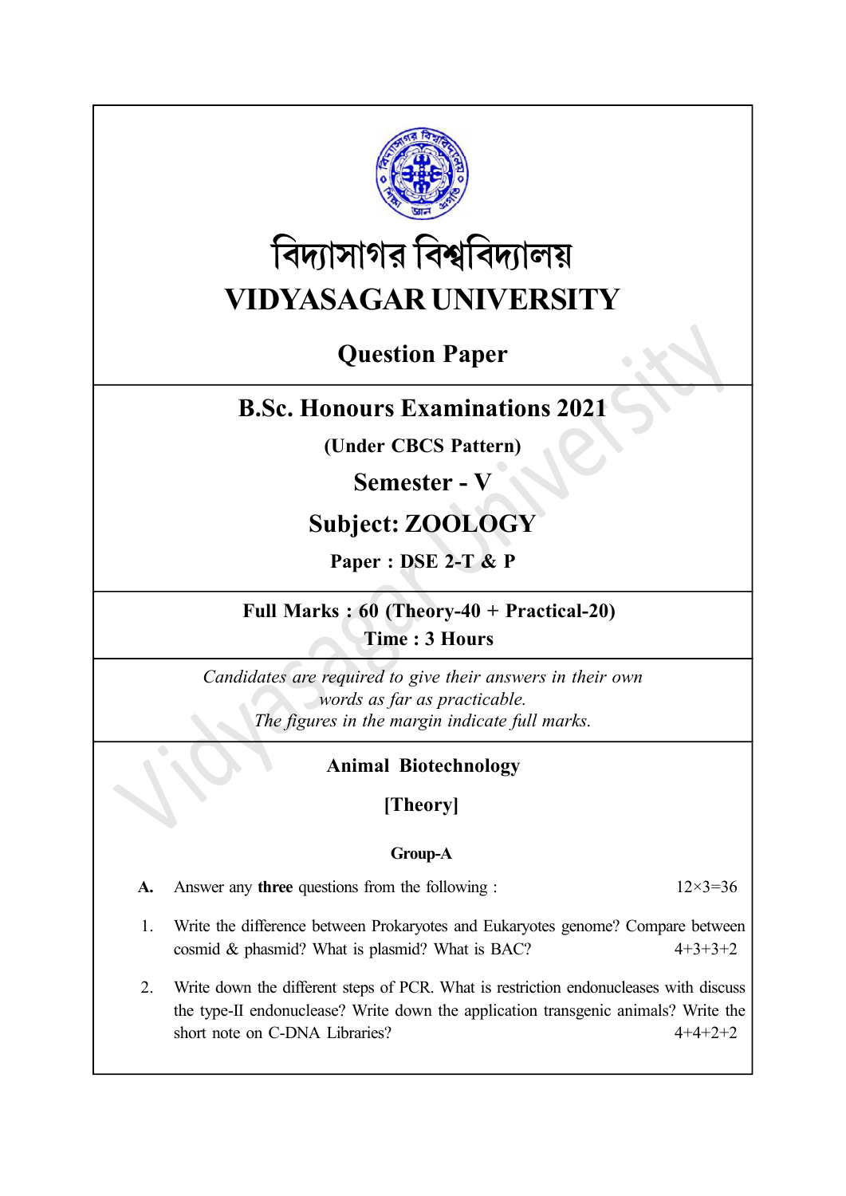# বিদ্যাসাগর বিশ্ববিদ্যালয়

# VIDYASAGAR UNIVERSITY

## Question Paper

## B.Sc. Honours Examinations 2021

**(Under CBCS Pattern)**

**Semester - V**

**Subject: ZOOLOGY**

**Paper : DSE 2-T & P**

**Full Marks : 60 (Theory-40 + Practical-20)**
**Time : 3 Hours**

*Candidates are required to give their answers in their own words as far as practicable.*
*The figures in the margin indicate full marks.*

**Animal Biotechnology**

**[Theory]**

**Group-A**

**A.** Answer any **three** questions from the following : 12×3=36

1. Write the difference between Prokaryotes and Eukaryotes genome? Compare between cosmid & phasmid? What is plasmid? What is BAC? 4+3+3+2

2. Write down the different steps of PCR. What is restriction endonucleases with discuss the type-II endonuclease? Write down the application transgenic animals? Write the short note on C-DNA Libraries? 4+4+2+2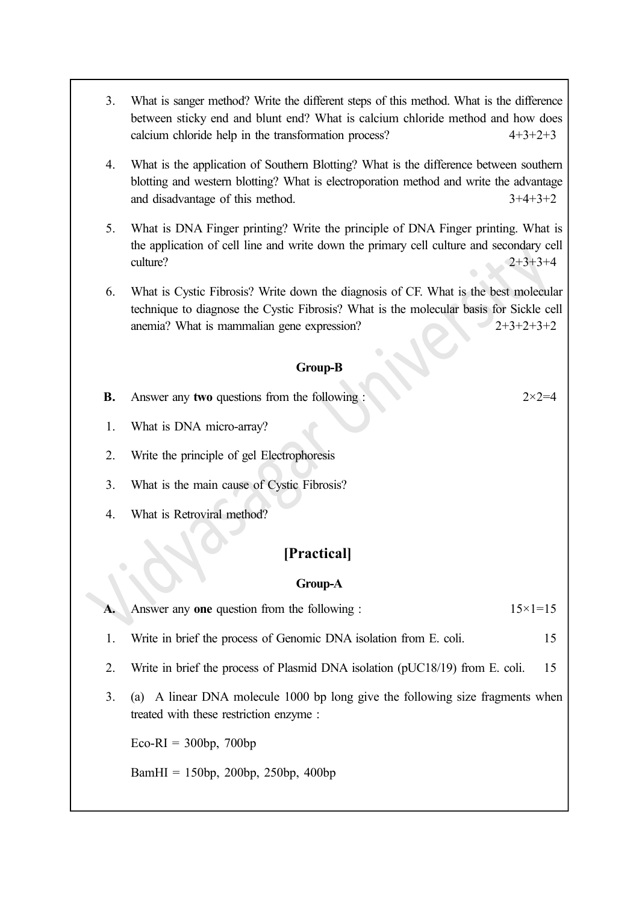3. What is sanger method? Write the different steps of this method. What is the difference between sticky end and blunt end? What is calcium chloride method and how does calcium chloride help in the transformation process? 4+3+2+3

4. What is the application of Southern Blotting? What is the difference between southern blotting and western blotting? What is electroporation method and write the advantage and disadvantage of this method. 3+4+3+2

5. What is DNA Finger printing? Write the principle of DNA Finger printing. What is the application of cell line and write down the primary cell culture and secondary cell culture? 2+3+3+4

6. What is Cystic Fibrosis? Write down the diagnosis of CF. What is the best molecular technique to diagnose the Cystic Fibrosis? What is the molecular basis for Sickle cell anemia? What is mammalian gene expression? 2+3+2+3+2

### Group-B

**B.** Answer any **two** questions from the following : $2 \times 2 = 4$

1. What is DNA micro-array?
2. Write the principle of gel Electrophoresis
3. What is the main cause of Cystic Fibrosis?
4. What is Retroviral method?

## [Practical]

### Group-A

**A.** Answer any **one** question from the following : $15 \times 1 = 15$

1. Write in brief the process of Genomic DNA isolation from E. coli. 15
2. Write in brief the process of Plasmid DNA isolation (pUC18/19) from E. coli. 15
3. (a) A linear DNA molecule 1000 bp long give the following size fragments when treated with these restriction enzyme :

   Eco-RI = 300bp, 700bp

   BamHI = 150bp, 200bp, 250bp, 400bp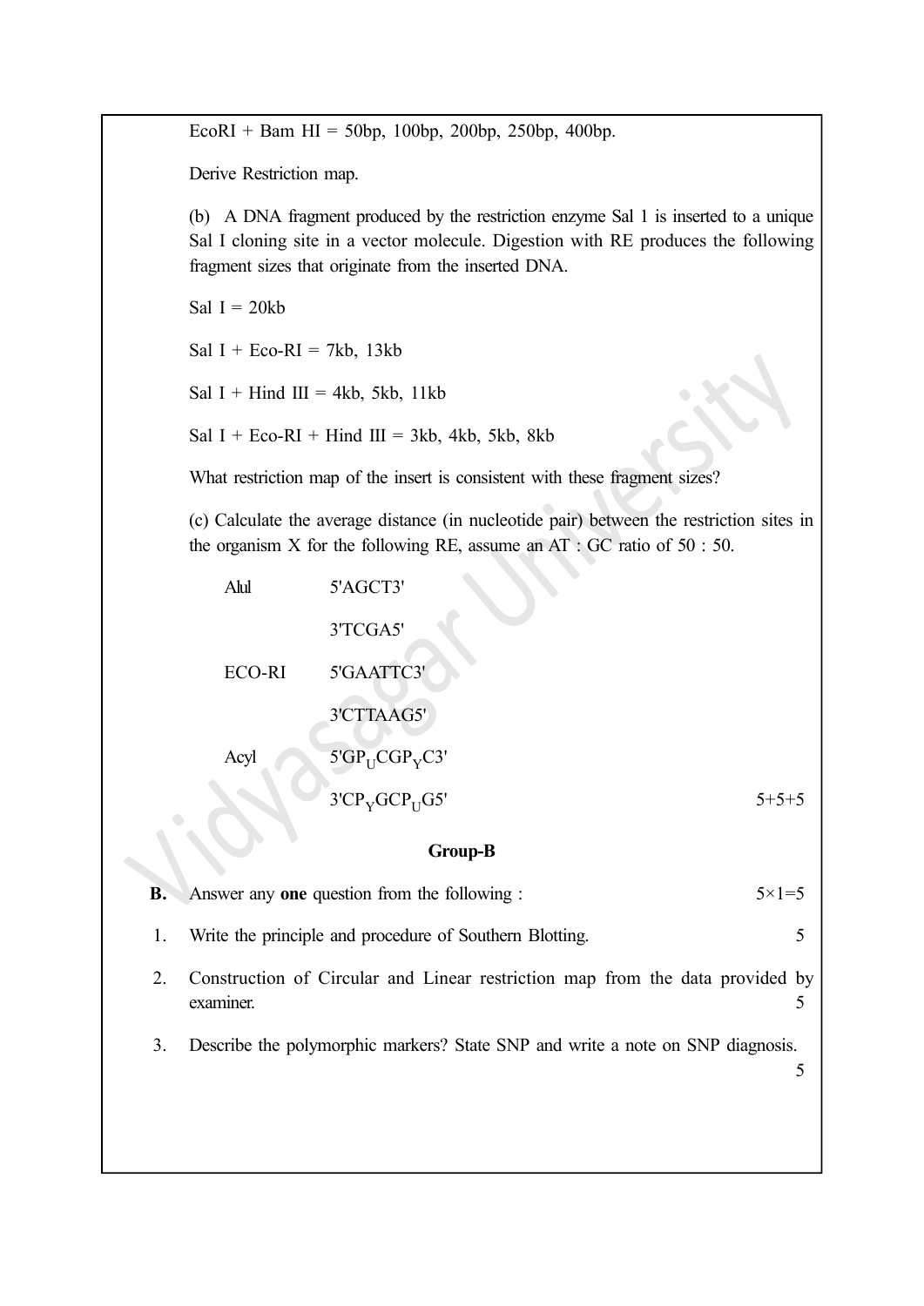EcoRI + Bam HI = 50bp, 100bp, 200bp, 250bp, 400bp.

Derive Restriction map.

(b) A DNA fragment produced by the restriction enzyme Sal 1 is inserted to a unique Sal I cloning site in a vector molecule. Digestion with RE produces the following fragment sizes that originate from the inserted DNA.

Sal I = 20kb

Sal I + Eco-RI = 7kb, 13kb

Sal I + Hind III = 4kb, 5kb, 11kb

Sal I + Eco-RI + Hind III = 3kb, 4kb, 5kb, 8kb

What restriction map of the insert is consistent with these fragment sizes?

(c) Calculate the average distance (in nucleotide pair) between the restriction sites in the organism X for the following RE, assume an AT : GC ratio of 50 : 50.

| | |
|---|---|
| AluI | 5'AGCT3' |
| | 3'TCGA5' |
| ECO-RI | 5'GAATTC3' |
| | 3'CTTAAG5' |
| AcyI | 5'G$P_U$CG$P_Y$C3' |
| | 3'C$P_Y$GC$P_U$G5' |

5+5+5

## Group-B

**B.** Answer any **one** question from the following : 5×1=5

1. Write the principle and procedure of Southern Blotting. 5

2. Construction of Circular and Linear restriction map from the data provided by examiner. 5

3. Describe the polymorphic markers? State SNP and write a note on SNP diagnosis. 5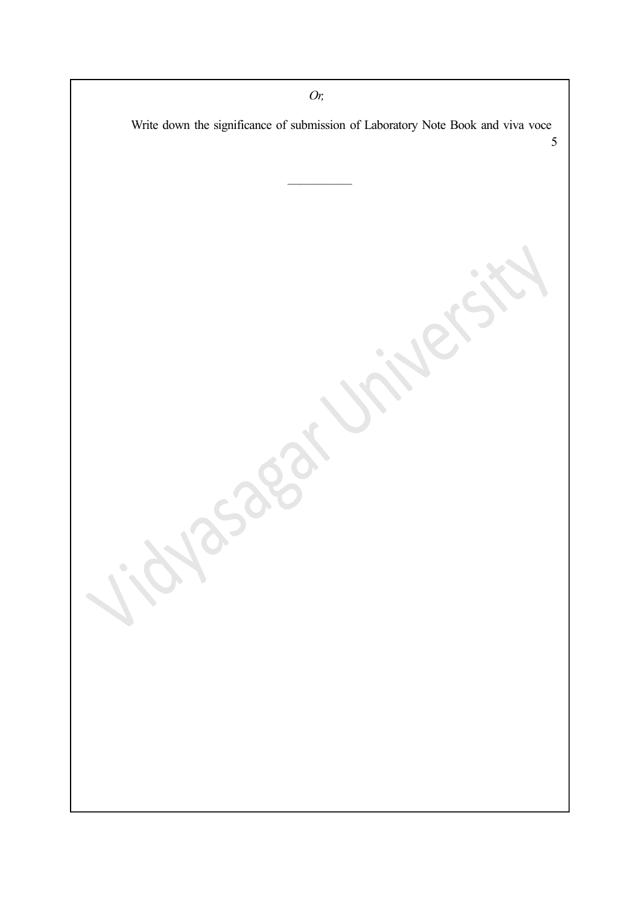*Or,*

Write down the significance of submission of Laboratory Note Book and viva voce 5

---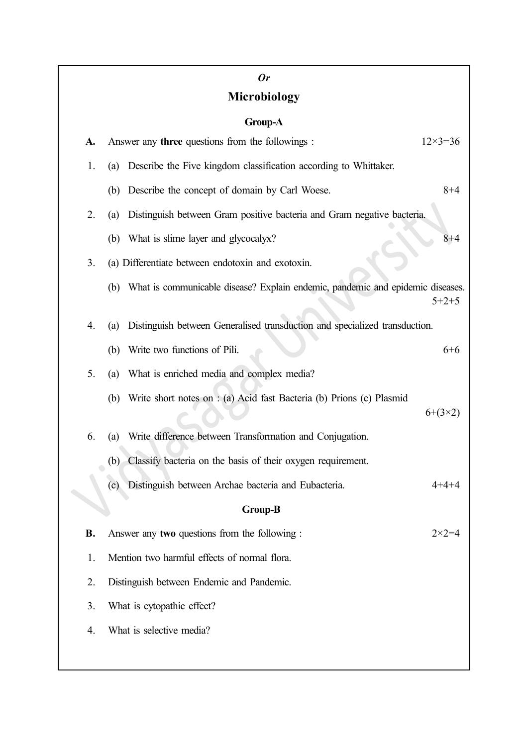*Or*

## Microbiology

### Group-A

**A.** Answer any **three** questions from the followings : 12×3=36

1. (a) Describe the Five kingdom classification according to Whittaker.

   (b) Describe the concept of domain by Carl Woese. 8+4

2. (a) Distinguish between Gram positive bacteria and Gram negative bacteria.

   (b) What is slime layer and glycocalyx? 8+4

3. (a) Differentiate between endotoxin and exotoxin.

   (b) What is communicable disease? Explain endemic, pandemic and epidemic diseases. 5+2+5

4. (a) Distinguish between Generalised transduction and specialized transduction.

   (b) Write two functions of Pili. 6+6

5. (a) What is enriched media and complex media?

   (b) Write short notes on : (a) Acid fast Bacteria (b) Prions (c) Plasmid 6+(3×2)

6. (a) Write difference between Transformation and Conjugation.

   (b) Classify bacteria on the basis of their oxygen requirement.

   (c) Distinguish between Archae bacteria and Eubacteria. 4+4+4

### Group-B

**B.** Answer any **two** questions from the following : 2×2=4

1. Mention two harmful effects of normal flora.

2. Distinguish between Endemic and Pandemic.

3. What is cytopathic effect?

4. What is selective media?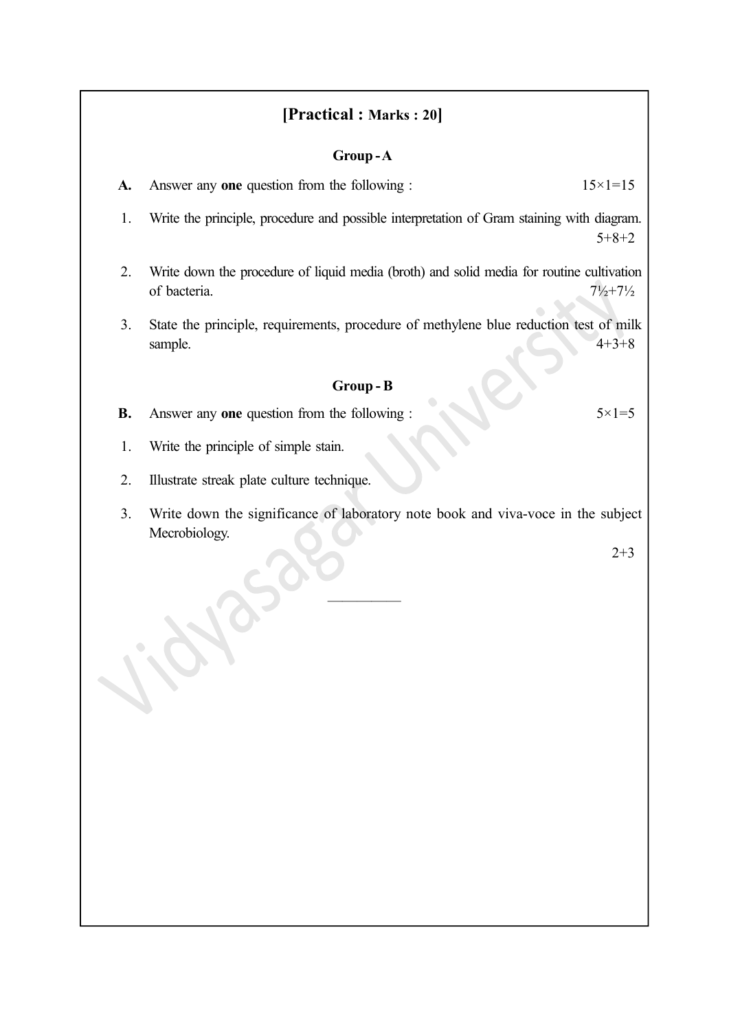## [Practical : Marks : 20]

### Group - A

**A.** Answer any **one** question from the following : 15×1=15

1. Write the principle, procedure and possible interpretation of Gram staining with diagram. 5+8+2

2. Write down the procedure of liquid media (broth) and solid media for routine cultivation of bacteria. 7½+7½

3. State the principle, requirements, procedure of methylene blue reduction test of milk sample. 4+3+8

### Group - B

**B.** Answer any **one** question from the following : 5×1=5

1. Write the principle of simple stain.

2. Illustrate streak plate culture technique.

3. Write down the significance of laboratory note book and viva-voce in the subject Mecrobiology. 2+3

———————